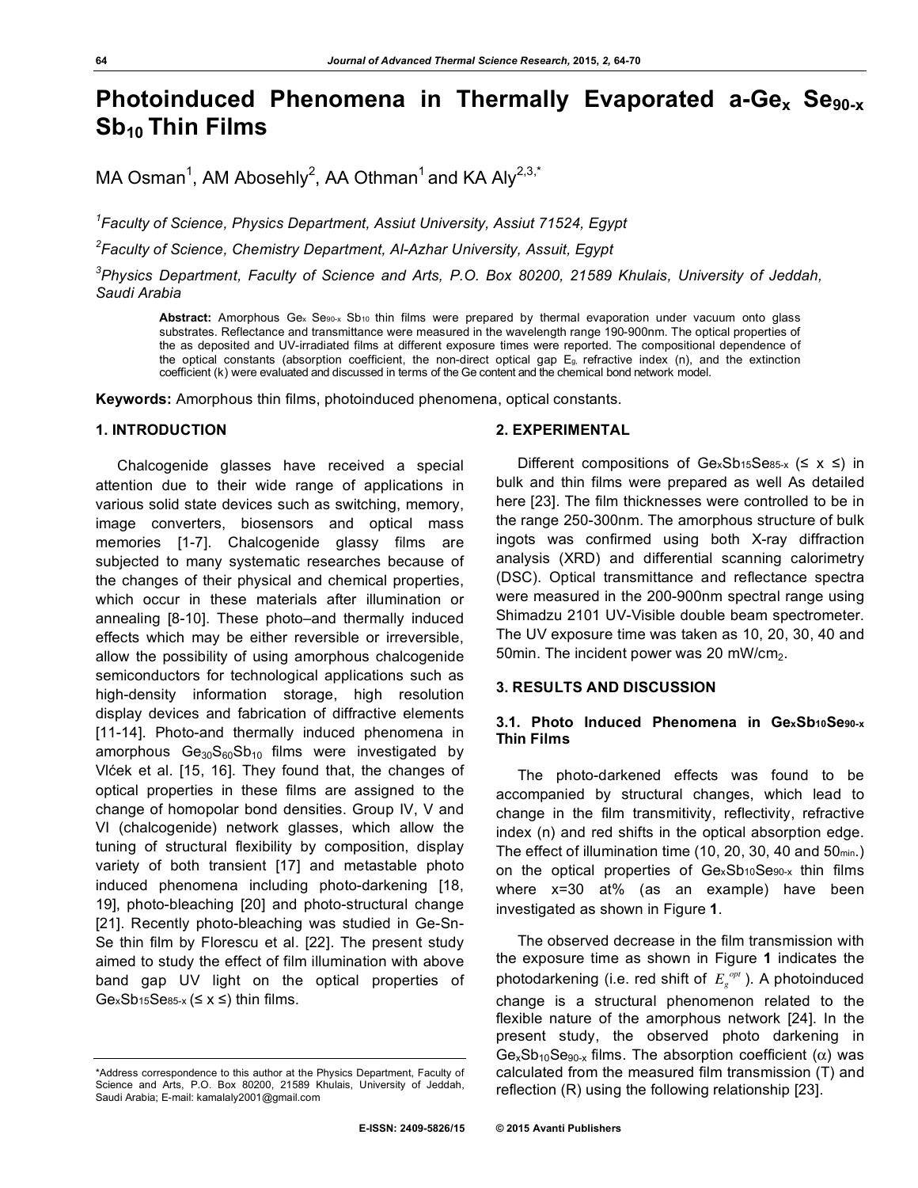# Photoinduced Phenomena in Thermally Evaporated a-$Ge_x$ $Se_{90-x}$ $Sb_{10}$ Thin Films

MA Osman[1], AM Abosehly[2], AA Othman[1] and KA Aly[2,3,*]

[1]*Faculty of Science, Physics Department, Assiut University, Assiut 71524, Egypt*

[2]*Faculty of Science, Chemistry Department, Al-Azhar University, Assuit, Egypt*

[3]*Physics Department, Faculty of Science and Arts, P.O. Box 80200, 21589 Khulais, University of Jeddah, Saudi Arabia*

**Abstract:** Amorphous $Ge_x$ $Se_{90-x}$ $Sb_{10}$ thin films were prepared by thermal evaporation under vacuum onto glass substrates. Reflectance and transmittance were measured in the wavelength range 190-900nm. The optical properties of the as deposited and UV-irradiated films at different exposure times were reported. The compositional dependence of the optical constants (absorption coefficient, the non-direct optical gap $E_{g,}$ refractive index (n), and the extinction coefficient (k) were evaluated and discussed in terms of the Ge content and the chemical bond network model.

**Keywords:** Amorphous thin films, photoinduced phenomena, optical constants.

## 1. INTRODUCTION

Chalcogenide glasses have received a special attention due to their wide range of applications in various solid state devices such as switching, memory, image converters, biosensors and optical mass memories [1-7]. Chalcogenide glassy films are subjected to many systematic researches because of the changes of their physical and chemical properties, which occur in these materials after illumination or annealing [8-10]. These photo–and thermally induced effects which may be either reversible or irreversible, allow the possibility of using amorphous chalcogenide semiconductors for technological applications such as high-density information storage, high resolution display devices and fabrication of diffractive elements [11-14]. Photo-and thermally induced phenomena in amorphous $Ge_{30}S_{60}Sb_{10}$ films were investigated by Vlćek et al. [15, 16]. They found that, the changes of optical properties in these films are assigned to the change of homopolar bond densities. Group IV, V and VI (chalcogenide) network glasses, which allow the tuning of structural flexibility by composition, display variety of both transient [17] and metastable photo induced phenomena including photo-darkening [18, 19], photo-bleaching [20] and photo-structural change [21]. Recently photo-bleaching was studied in Ge-Sn-Se thin film by Florescu et al. [22]. The present study aimed to study the effect of film illumination with above band gap UV light on the optical properties of $Ge_xSb_{15}Se_{85-x}$ (≤ x ≤) thin films.

## 2. EXPERIMENTAL

Different compositions of $Ge_xSb_{15}Se_{85-x}$ (≤ x ≤) in bulk and thin films were prepared as well As detailed here [23]. The film thicknesses were controlled to be in the range 250-300nm. The amorphous structure of bulk ingots was confirmed using both X-ray diffraction analysis (XRD) and differential scanning calorimetry (DSC). Optical transmittance and reflectance spectra were measured in the 200-900nm spectral range using Shimadzu 2101 UV-Visible double beam spectrometer. The UV exposure time was taken as 10, 20, 30, 40 and 50min. The incident power was 20 mW/$cm_2$.

## 3. RESULTS AND DISCUSSION

### 3.1. Photo Induced Phenomena in $Ge_xSb_{10}Se_{90-x}$ Thin Films

The photo-darkened effects was found to be accompanied by structural changes, which lead to change in the film transmitivity, reflectivity, refractive index (n) and red shifts in the optical absorption edge. The effect of illumination time (10, 20, 30, 40 and 50min.) on the optical properties of $Ge_xSb_{10}Se_{90-x}$ thin films where x=30 at% (as an example) have been investigated as shown in Figure **1**.

The observed decrease in the film transmission with the exposure time as shown in Figure **1** indicates the photodarkening (i.e. red shift of $E_g^{opt}$). A photoinduced change is a structural phenomenon related to the flexible nature of the amorphous network [24]. In the present study, the observed photo darkening in $Ge_xSb_{10}Se_{90-x}$ films. The absorption coefficient ($\alpha$) was calculated from the measured film transmission (T) and reflection (R) using the following relationship [23].

*Address correspondence to this author at the Physics Department, Faculty of Science and Arts, P.O. Box 80200, 21589 Khulais, University of Jeddah, Saudi Arabia; E-mail: kamalaly2001@gmail.com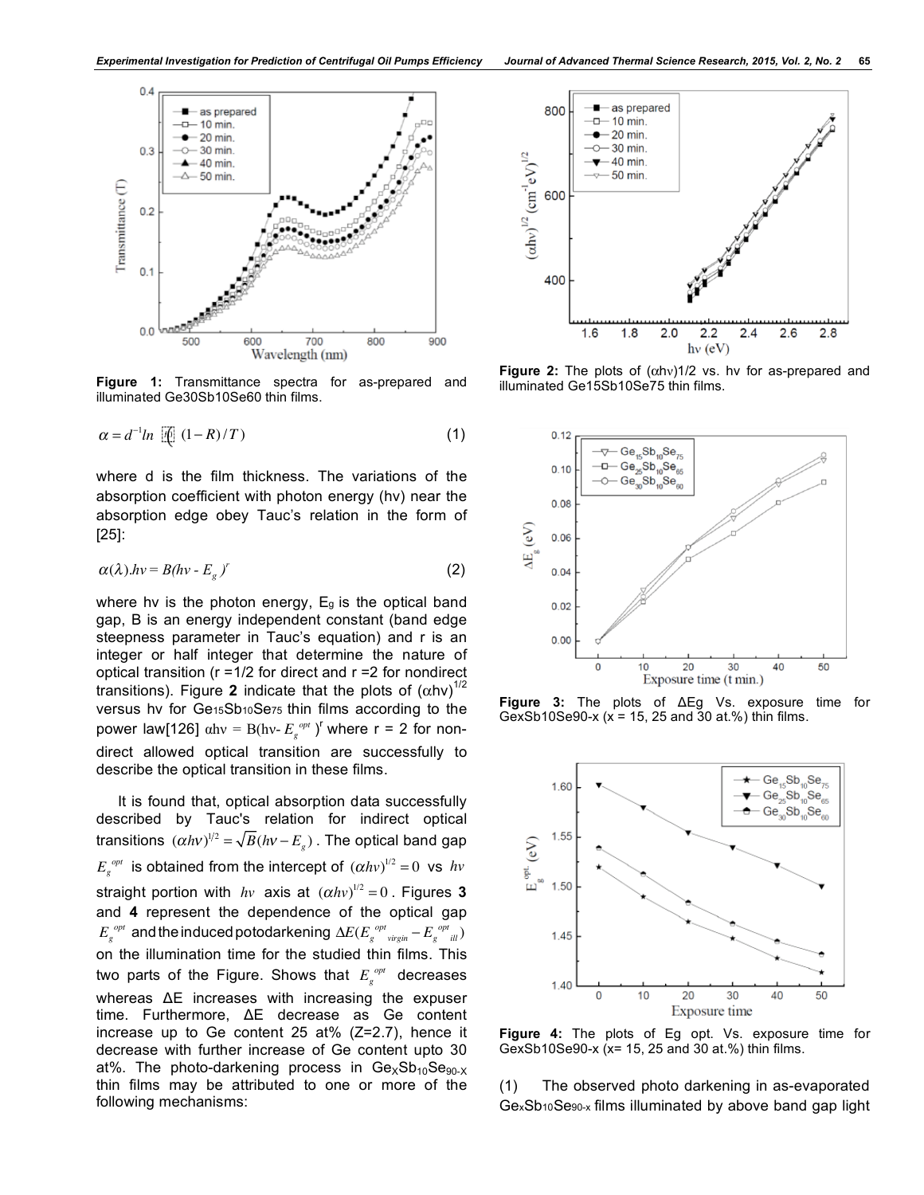Figure 1: Transmittance spectra for as-prepared and illuminated Ge30Sb10Se60 thin films.

$$\alpha = d^{-1} ln \, [ (1-R)/T) \quad (1)$$

where d is the film thickness. The variations of the absorption coefficient with photon energy (hv) near the absorption edge obey Tauc's relation in the form of [25]:

$$\alpha(\lambda).hv = B(hv - E_g)^r \quad (2)$$

where hv is the photon energy, $E_g$ is the optical band gap, B is an energy independent constant (band edge steepness parameter in Tauc's equation) and r is an integer or half integer that determine the nature of optical transition (r =1/2 for direct and r =2 for nondirect transitions). Figure **2** indicate that the plots of $(\alpha hv)^{1/2}$ versus hv for $Ge_{15}Sb_{10}Se_{75}$ thin films according to the power law[126] $\alpha hv = B(hv - E_g^{opt})^r$ where r = 2 for non-direct allowed optical transition are successfully to describe the optical transition in these films.

It is found that, optical absorption data successfully described by Tauc's relation for indirect optical transitions $(\alpha hv)^{1/2} = \sqrt{B}(hv - E_g)$. The optical band gap $E_g^{opt}$ is obtained from the intercept of $(\alpha hv)^{1/2} = 0$ vs $hv$ straight portion with $hv$ axis at $(\alpha hv)^{1/2} = 0$. Figures **3** and **4** represent the dependence of the optical gap $E_g^{opt}$ and the induced potodarkening $\Delta E(E_g^{opt}{}_{virgin} - E_g^{opt}{}_{ill})$ on the illumination time for the studied thin films. This two parts of the Figure. Shows that $E_g^{opt}$ decreases whereas ΔE increases with increasing the expuser time. Furthermore, ΔE decrease as Ge content increase up to Ge content 25 at% (Z=2.7), hence it decrease with further increase of Ge content upto 30 at%. The photo-darkening process in $Ge_xSb_{10}Se_{90-X}$ thin films may be attributed to one or more of the following mechanisms:

Figure 2: The plots of $(\alpha hv)1/2$ vs. hv for as-prepared and illuminated Ge15Sb10Se75 thin films.

Figure 3: The plots of ΔEg Vs. exposure time for GexSb10Se90-x (x = 15, 25 and 30 at.%) thin films.

Figure 4: The plots of Eg opt. Vs. exposure time for GexSb10Se90-x (x= 15, 25 and 30 at.%) thin films.

(1) The observed photo darkening in as-evaporated $Ge_xSb_{10}Se_{90-x}$ films illuminated by above band gap light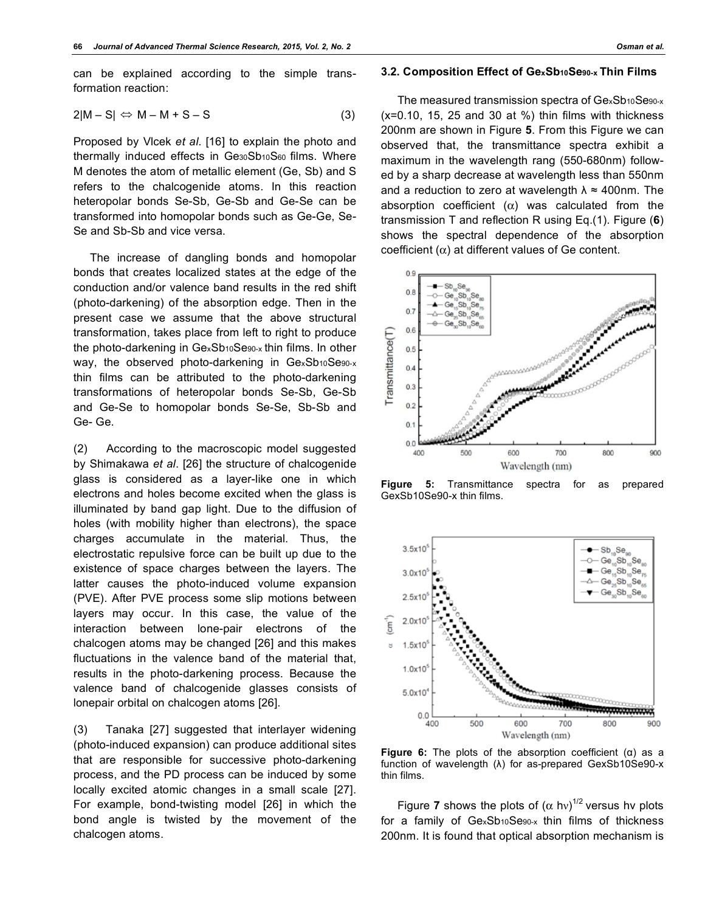can be explained according to the simple transformation reaction:

$$2|M - S| \Leftrightarrow M - M + S - S \quad (3)$$

Proposed by Vlcek *et al*. [16] to explain the photo and thermally induced effects in $Ge_{30}Sb_{10}S_{60}$ films. Where M denotes the atom of metallic element (Ge, Sb) and S refers to the chalcogenide atoms. In this reaction heteropolar bonds Se-Sb, Ge-Sb and Ge-Se can be transformed into homopolar bonds such as Ge-Ge, Se-Se and Sb-Sb and vice versa.

The increase of dangling bonds and homopolar bonds that creates localized states at the edge of the conduction and/or valence band results in the red shift (photo-darkening) of the absorption edge. Then in the present case we assume that the above structural transformation, takes place from left to right to produce the photo-darkening in $Ge_xSb_{10}Se_{90-x}$ thin films. In other way, the observed photo-darkening in $Ge_xSb_{10}Se_{90-x}$ thin films can be attributed to the photo-darkening transformations of heteropolar bonds Se-Sb, Ge-Sb and Ge-Se to homopolar bonds Se-Se, Sb-Sb and Ge- Ge.

(2) According to the macroscopic model suggested by Shimakawa *et al*. [26] the structure of chalcogenide glass is considered as a layer-like one in which electrons and holes become excited when the glass is illuminated by band gap light. Due to the diffusion of holes (with mobility higher than electrons), the space charges accumulate in the material. Thus, the electrostatic repulsive force can be built up due to the existence of space charges between the layers. The latter causes the photo-induced volume expansion (PVE). After PVE process some slip motions between layers may occur. In this case, the value of the interaction between lone-pair electrons of the chalcogen atoms may be changed [26] and this makes fluctuations in the valence band of the material that, results in the photo-darkening process. Because the valence band of chalcogenide glasses consists of lonepair orbital on chalcogen atoms [26].

(3) Tanaka [27] suggested that interlayer widening (photo-induced expansion) can produce additional sites that are responsible for successive photo-darkening process, and the PD process can be induced by some locally excited atomic changes in a small scale [27]. For example, bond-twisting model [26] in which the bond angle is twisted by the movement of the chalcogen atoms.

### 3.2. Composition Effect of $Ge_xSb_{10}Se_{90-x}$ Thin Films

The measured transmission spectra of $Ge_xSb_{10}Se_{90-x}$ (x=0.10, 15, 25 and 30 at %) thin films with thickness 200nm are shown in Figure **5**. From this Figure we can observed that, the transmittance spectra exhibit a maximum in the wavelength rang (550-680nm) followed by a sharp decrease at wavelength less than 550nm and a reduction to zero at wavelength $\lambda \approx 400$nm. The absorption coefficient ($\alpha$) was calculated from the transmission T and reflection R using Eq.(1). Figure (**6**) shows the spectral dependence of the absorption coefficient ($\alpha$) at different values of Ge content.

**Figure 5:** Transmittance spectra for as prepared GexSb10Se90-x thin films.

**Figure 6:** The plots of the absorption coefficient (α) as a function of wavelength (λ) for as-prepared GexSb10Se90-x thin films.

Figure **7** shows the plots of $(\alpha h\nu)^{1/2}$ versus hν plots for a family of $Ge_xSb_{10}Se_{90-x}$ thin films of thickness 200nm. It is found that optical absorption mechanism is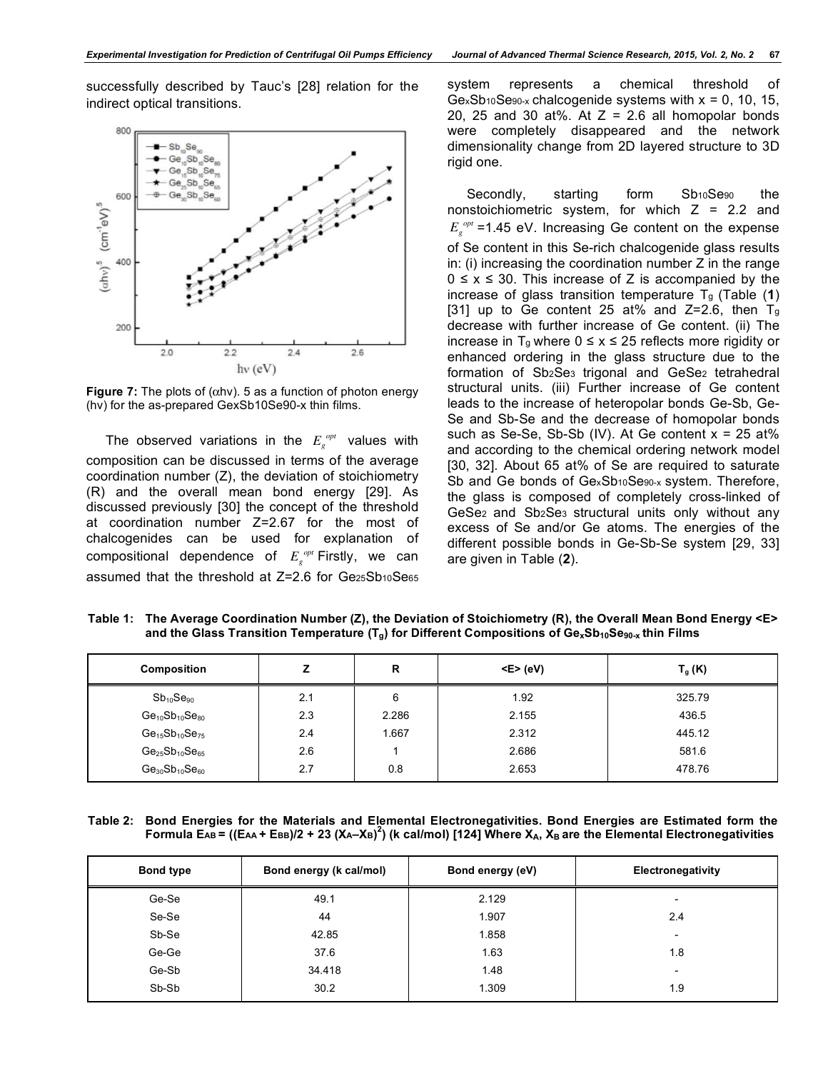successfully described by Tauc's [28] relation for the indirect optical transitions.

**Figure 7:** The plots of $(\alpha h\nu)$. 5 as a function of photon energy $(h\nu)$ for the as-prepared GexSb10Se90-x thin films.

The observed variations in the $E_g^{opt}$ values with composition can be discussed in terms of the average coordination number (Z), the deviation of stoichiometry (R) and the overall mean bond energy [29]. As discussed previously [30] the concept of the threshold at coordination number Z=2.67 for the most of chalcogenides can be used for explanation of compositional dependence of $E_g^{opt}$ Firstly, we can assumed that the threshold at Z=2.6 for $Ge_{25}Sb_{10}Se_{65}$ system represents a chemical threshold of $Ge_xSb_{10}Se_{90-x}$ chalcogenide systems with x = 0, 10, 15, 20, 25 and 30 at%. At Z = 2.6 all homopolar bonds were completely disappeared and the network dimensionality change from 2D layered structure to 3D rigid one.

Secondly, starting form $Sb_{10}Se_{90}$ the nonstoichiometric system, for which Z = 2.2 and $E_g^{opt}$ =1.45 eV. Increasing Ge content on the expense of Se content in this Se-rich chalcogenide glass results in: (i) increasing the coordination number Z in the range $0 \le x \le 30$. This increase of Z is accompanied by the increase of glass transition temperature $T_g$ (Table (**1**) [31] up to Ge content 25 at% and Z=2.6, then $T_g$ decrease with further increase of Ge content. (ii) The increase in $T_g$ where $0 \le x \le 25$ reflects more rigidity or enhanced ordering in the glass structure due to the formation of $Sb_2Se_3$ trigonal and $GeSe_2$ tetrahedral structural units. (iii) Further increase of Ge content leads to the increase of heteropolar bonds Ge-Sb, Ge-Se and Sb-Se and the decrease of homopolar bonds such as Se-Se, Sb-Sb (IV). At Ge content x = 25 at% and according to the chemical ordering network model [30, 32]. About 65 at% of Se are required to saturate Sb and Ge bonds of $Ge_xSb_{10}Se_{90-x}$ system. Therefore, the glass is composed of completely cross-linked of $GeSe_2$ and $Sb_2Se_3$ structural units only without any excess of Se and/or Ge atoms. The energies of the different possible bonds in Ge-Sb-Se system [29, 33] are given in Table (**2**).

**Table 1: The Average Coordination Number (Z), the Deviation of Stoichiometry (R), the Overall Mean Bond Energy <E> and the Glass Transition Temperature ($T_g$) for Different Compositions of $Ge_xSb_{10}Se_{90-x}$ thin Films**

| Composition | Z | R | <E> (eV) | $T_g$ (K) |
|---|---|---|---|---|
| $Sb_{10}Se_{90}$ | 2.1 | 6 | 1.92 | 325.79 |
| $Ge_{10}Sb_{10}Se_{80}$ | 2.3 | 2.286 | 2.155 | 436.5 |
| $Ge_{15}Sb_{10}Se_{75}$ | 2.4 | 1.667 | 2.312 | 445.12 |
| $Ge_{25}Sb_{10}Se_{65}$ | 2.6 | 1 | 2.686 | 581.6 |
| $Ge_{30}Sb_{10}Se_{60}$ | 2.7 | 0.8 | 2.653 | 478.76 |

**Table 2: Bond Energies for the Materials and Elemental Electronegativities. Bond Energies are Estimated form the Formula $E_{AB} = ((E_{AA} + E_{BB})/2 + 23 (X_A–X_B)^2)$ (k cal/mol) [124] Where $X_A$, $X_B$ are the Elemental Electronegativities**

| Bond type | Bond energy (k cal/mol) | Bond energy (eV) | Electronegativity |
|---|---|---|---|
| Ge-Se | 49.1 | 2.129 | - |
| Se-Se | 44 | 1.907 | 2.4 |
| Sb-Se | 42.85 | 1.858 | - |
| Ge-Ge | 37.6 | 1.63 | 1.8 |
| Ge-Sb | 34.418 | 1.48 | - |
| Sb-Sb | 30.2 | 1.309 | 1.9 |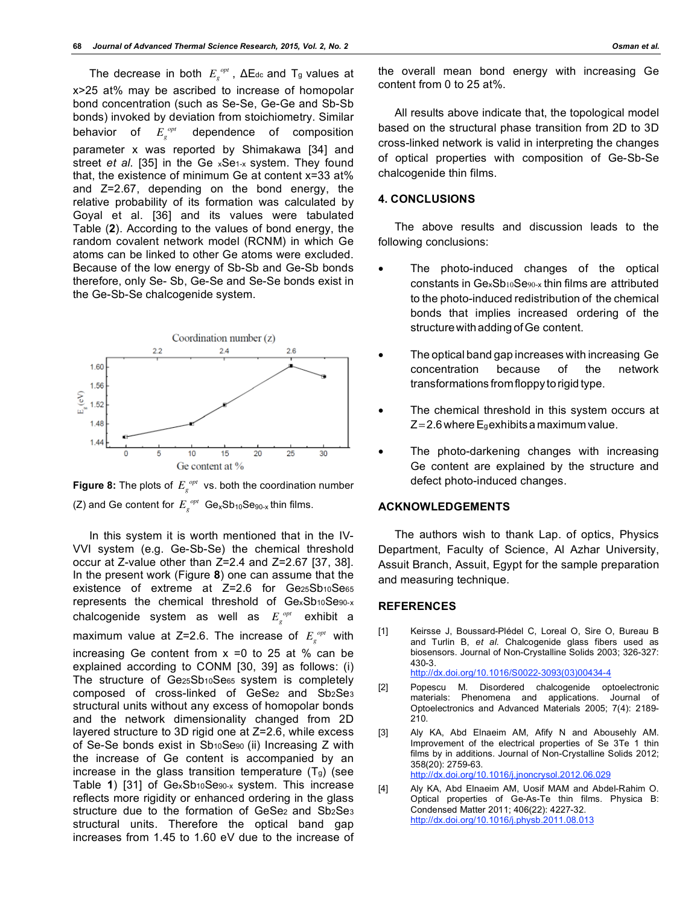The decrease in both $E_g^{opt}$, $\Delta E_{dc}$ and $T_g$ values at x>25 at% may be ascribed to increase of homopolar bond concentration (such as Se-Se, Ge-Ge and Sb-Sb bonds) invoked by deviation from stoichiometry. Similar behavior of $E_g^{opt}$ dependence of composition parameter x was reported by Shimakawa [34] and street *et al*. [35] in the Ge $_x$Se$_{1-x}$ system. They found that, the existence of minimum Ge at content x=33 at% and Z=2.67, depending on the bond energy, the relative probability of its formation was calculated by Goyal et al. [36] and its values were tabulated Table (**2**). According to the values of bond energy, the random covalent network model (RCNM) in which Ge atoms can be linked to other Ge atoms were excluded. Because of the low energy of Sb-Sb and Ge-Sb bonds therefore, only Se- Sb, Ge-Se and Se-Se bonds exist in the Ge-Sb-Se chalcogenide system.

**Figure 8:** The plots of $E_g^{opt}$ vs. both the coordination number (Z) and Ge content for $E_g^{opt}$ $Ge_xSb_{10}Se_{90-x}$ thin films.

In this system it is worth mentioned that in the IV-VVI system (e.g. Ge-Sb-Se) the chemical threshold occur at Z-value other than Z=2.4 and Z=2.67 [37, 38]. In the present work (Figure **8**) one can assume that the existence of extreme at Z=2.6 for $Ge_{25}Sb_{10}Se_{65}$ represents the chemical threshold of $Ge_xSb_{10}Se_{90-x}$ chalcogenide system as well as $E_g^{opt}$ exhibit a maximum value at Z=2.6. The increase of $E_g^{opt}$ with increasing Ge content from x =0 to 25 at % can be explained according to CONM [30, 39] as follows: (i) The structure of $Ge_{25}Sb_{10}Se_{65}$ system is completely composed of cross-linked of $GeSe_2$ and $Sb_2Se_3$ structural units without any excess of homopolar bonds and the network dimensionality changed from 2D layered structure to 3D rigid one at Z=2.6, while excess of Se-Se bonds exist in $Sb_{10}Se_{90}$ (ii) Increasing Z with the increase of Ge content is accompanied by an increase in the glass transition temperature ($T_g$) (see Table **1**) [31] of $Ge_xSb_{10}Se_{90-x}$ system. This increase reflects more rigidity or enhanced ordering in the glass structure due to the formation of $GeSe_2$ and $Sb_2Se_3$ structural units. Therefore the optical band gap increases from 1.45 to 1.60 eV due to the increase of the overall mean bond energy with increasing Ge content from 0 to 25 at%.

All results above indicate that, the topological model based on the structural phase transition from 2D to 3D cross-linked network is valid in interpreting the changes of optical properties with composition of Ge-Sb-Se chalcogenide thin films.

## 4. CONCLUSIONS

The above results and discussion leads to the following conclusions:

- The photo-induced changes of the optical constants in $Ge_xSb_{10}Se_{90-x}$ thin films are attributed to the photo-induced redistribution of the chemical bonds that implies increased ordering of the structure with adding of Ge content.
- The optical band gap increases with increasing Ge concentration because of the network transformations from floppy to rigid type.
- The chemical threshold in this system occurs at Z=2.6 where $E_g$ exhibits a maximum value.
- The photo-darkening changes with increasing Ge content are explained by the structure and defect photo-induced changes.

## ACKNOWLEDGEMENTS

The authors wish to thank Lap. of optics, Physics Department, Faculty of Science, Al Azhar University, Assuit Branch, Assuit, Egypt for the sample preparation and measuring technique.

## REFERENCES

[1] Keirsse J, Boussard-Plédel C, Loreal O, Sire O, Bureau B and Turlin B, *et al.* Chalcogenide glass fibers used as biosensors. Journal of Non-Crystalline Solids 2003; 326-327: 430-3. http://dx.doi.org/10.1016/S0022-3093(03)00434-4

[2] Popescu M. Disordered chalcogenide optoelectronic materials: Phenomena and applications. Journal of Optoelectronics and Advanced Materials 2005; 7(4): 2189-210.

[3] Aly KA, Abd Elnaeim AM, Afify N and Abousehly AM. Improvement of the electrical properties of Se 3Te 1 thin films by in additions. Journal of Non-Crystalline Solids 2012; 358(20): 2759-63. http://dx.doi.org/10.1016/j.jnoncrysol.2012.06.029

[4] Aly KA, Abd Elnaeim AM, Uosif MAM and Abdel-Rahim O. Optical properties of Ge-As-Te thin films. Physica B: Condensed Matter 2011; 406(22): 4227-32. http://dx.doi.org/10.1016/j.physb.2011.08.013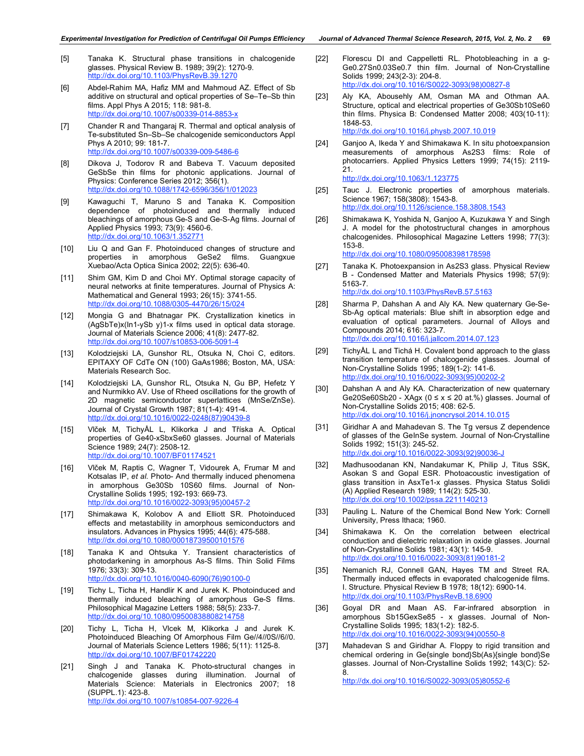[5] Tanaka K. Structural phase transitions in chalcogenide glasses. Physical Review B. 1989; 39(2): 1270-9. http://dx.doi.org/10.1103/PhysRevB.39.1270

[6] Abdel-Rahim MA, Hafiz MM and Mahmoud AZ. Effect of Sb additive on structural and optical properties of Se–Te–Sb thin films. Appl Phys A 2015; 118: 981-8. http://dx.doi.org/10.1007/s00339-014-8853-x

[7] Chander R and Thangaraj R. Thermal and optical analysis of Te-substituted Sn–Sb–Se chalcogenide semiconductors Appl Phys A 2010; 99: 181-7. http://dx.doi.org/10.1007/s00339-009-5486-6

[8] Dikova J, Todorov R and Babeva T. Vacuum deposited GeSbSe thin films for photonic applications. Journal of Physics: Conference Series 2012; 356(1). http://dx.doi.org/10.1088/1742-6596/356/1/012023

[9] Kawaguchi T, Maruno S and Tanaka K. Composition dependence of photoinduced and thermally induced bleachings of amorphous Ge-S and Ge-S-Ag films. Journal of Applied Physics 1993; 73(9): 4560-6. http://dx.doi.org/10.1063/1.352771

[10] Liu Q and Gan F. Photoinduced changes of structure and properties in amorphous GeSe2 films. Guangxue Xuebao/Acta Optica Sinica 2002; 22(5): 636-40.

[11] Shim GM, Kim D and Choi MY. Optimal storage capacity of neural networks at finite temperatures. Journal of Physics A: Mathematical and General 1993; 26(15): 3741-55. http://dx.doi.org/10.1088/0305-4470/26/15/024

[12] Mongia G and Bhatnagar PK. Crystallization kinetics in (AgSbTe)x(In1-ySb y)1-x films used in optical data storage. Journal of Materials Science 2006; 41(8): 2477-82. http://dx.doi.org/10.1007/s10853-006-5091-4

[13] Kolodziejski LA, Gunshor RL, Otsuka N, Choi C, editors. EPITAXY OF CdTe ON (100) GaAs1986; Boston, MA, USA: Materials Research Soc.

[14] Kolodziejski LA, Gunshor RL, Otsuka N, Gu BP, Hefetz Y and Nurmikko AV. Use of Rheed oscillations for the growth of 2D magnetic semiconductor superlattices (MnSe/ZnSe). Journal of Crystal Growth 1987; 81(1-4): 491-4. http://dx.doi.org/10.1016/0022-0248(87)90439-8

[15] Vlček M, TichyÅL L, Klikorka J and Tříska A. Optical properties of Ge40-xSbxSe60 glasses. Journal of Materials Science 1989; 24(7): 2508-12. http://dx.doi.org/10.1007/BF01174521

[16] Vlček M, Raptis C, Wagner T, Vidourek A, Frumar M and Kotsalas IP, *et al.* Photo- And thermally induced phenomena in amorphous Ge30Sb 10S60 films. Journal of Non-Crystalline Solids 1995; 192-193: 669-73. http://dx.doi.org/10.1016/0022-3093(95)00457-2

[17] Shimakawa K, Kolobov A and Elliott SR. Photoinduced effects and metastability in amorphous semiconductors and insulators. Advances in Physics 1995; 44(6): 475-588. http://dx.doi.org/10.1080/00018739500101576

[18] Tanaka K and Ohtsuka Y. Transient characteristics of photodarkening in amorphous As-S films. Thin Solid Films 1976; 33(3): 309-13. http://dx.doi.org/10.1016/0040-6090(76)90100-0

[19] Tichy L, Ticha H, Handlir K and Jurek K. Photoinduced and thermally induced bleaching of amorphous Ge-S films. Philosophical Magazine Letters 1988; 58(5): 233-7. http://dx.doi.org/10.1080/09500838808214758

[20] Tichy L, Ticha H, Vlcek M, Klikorka J and Jurek K. Photoinduced Bleaching Of Amorphous Film Ge//4//0S//6//0. Journal of Materials Science Letters 1986; 5(11): 1125-8. http://dx.doi.org/10.1007/BF01742220

[21] Singh J and Tanaka K. Photo-structural changes in chalcogenide glasses during illumination. Journal of Materials Science: Materials in Electronics 2007; 18 (SUPPL.1): 423-8. http://dx.doi.org/10.1007/s10854-007-9226-4

[22] Florescu DI and Cappelletti RL. Photobleaching in a g-Ge0.27Sn0.03Se0.7 thin film. Journal of Non-Crystalline Solids 1999; 243(2-3): 204-8. http://dx.doi.org/10.1016/S0022-3093(98)00827-8

[23] Aly KA, Abousehly AM, Osman MA and Othman AA. Structure, optical and electrical properties of Ge30Sb10Se60 thin films. Physica B: Condensed Matter 2008; 403(10-11): 1848-53. http://dx.doi.org/10.1016/j.physb.2007.10.019

[24] Ganjoo A, Ikeda Y and Shimakawa K. In situ photoexpansion measurements of amorphous As2S3 films: Role of photocarriers. Applied Physics Letters 1999; 74(15): 2119-21. http://dx.doi.org/10.1063/1.123775

[25] Tauc J. Electronic properties of amorphous materials. Science 1967; 158(3808): 1543-8. http://dx.doi.org/10.1126/science.158.3808.1543

[26] Shimakawa K, Yoshida N, Ganjoo A, Kuzukawa Y and Singh J. A model for the photostructural changes in amorphous chalcogenides. Philosophical Magazine Letters 1998; 77(3): 153-8. http://dx.doi.org/10.1080/095008398178598

[27] Tanaka K. Photoexpansion in As2S3 glass. Physical Review B - Condensed Matter and Materials Physics 1998; 57(9): 5163-7. http://dx.doi.org/10.1103/PhysRevB.57.5163

[28] Sharma P, Dahshan A and Aly KA. New quaternary Ge-Se-Sb-Ag optical materials: Blue shift in absorption edge and evaluation of optical parameters. Journal of Alloys and Compounds 2014; 616: 323-7. http://dx.doi.org/10.1016/j.jallcom.2014.07.123

[29] TichyÅL L and Tichá H. Covalent bond approach to the glass transition temperature of chalcogenide glasses. Journal of Non-Crystalline Solids 1995; 189(1-2): 141-6. http://dx.doi.org/10.1016/0022-3093(95)00202-2

[30] Dahshan A and Aly KA. Characterization of new quaternary Ge20Se60Sb20 - XAgx (0 ≤ x ≤ 20 at.%) glasses. Journal of Non-Crystalline Solids 2015; 408: 62-5. http://dx.doi.org/10.1016/j.jnoncrysol.2014.10.015

[31] Giridhar A and Mahadevan S. The Tg versus Z dependence of glasses of the GeInSe system. Journal of Non-Crystalline Solids 1992; 151(3): 245-52. http://dx.doi.org/10.1016/0022-3093(92)90036-J

[32] Madhusoodanan KN, Nandakumar K, Philip J, Titus SSK, Asokan S and Gopal ESR. Photoacoustic investigation of glass transition in AsxTe1-x glasses. Physica Status Solidi (A) Applied Research 1989; 114(2): 525-30. http://dx.doi.org/10.1002/pssa.2211140213

[33] Pauling L. Nature of the Chemical Bond New York: Cornell University, Press Ithaca; 1960.

[34] Shimakawa K. On the correlation between electrical conduction and dielectric relaxation in oxide glasses. Journal of Non-Crystalline Solids 1981; 43(1): 145-9. http://dx.doi.org/10.1016/0022-3093(81)90181-2

[35] Nemanich RJ, Connell GAN, Hayes TM and Street RA. Thermally induced effects in evaporated chalcogenide films. I. Structure. Physical Review B 1978; 18(12): 6900-14. http://dx.doi.org/10.1103/PhysRevB.18.6900

[36] Goyal DR and Maan AS. Far-infrared absorption in amorphous Sb15GexSe85 - x glasses. Journal of Non-Crystalline Solids 1995; 183(1-2): 182-5. http://dx.doi.org/10.1016/0022-3093(94)00550-8

[37] Mahadevan S and Giridhar A. Floppy to rigid transition and chemical ordering in Ge{single bond}Sb(As){single bond}Se glasses. Journal of Non-Crystalline Solids 1992; 143(C): 52-8. http://dx.doi.org/10.1016/S0022-3093(05)80552-6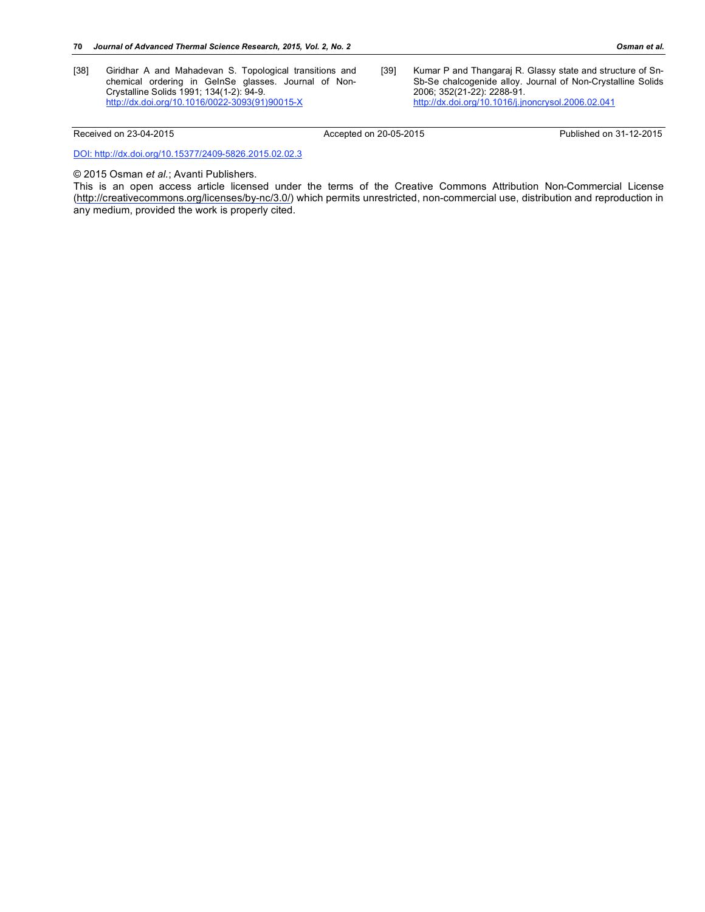[38] Giridhar A and Mahadevan S. Topological transitions and chemical ordering in GeInSe glasses. Journal of Non-Crystalline Solids 1991; 134(1-2): 94-9. http://dx.doi.org/10.1016/0022-3093(91)90015-X

[39] Kumar P and Thangaraj R. Glassy state and structure of Sn-Sb-Se chalcogenide alloy. Journal of Non-Crystalline Solids 2006; 352(21-22): 2288-91. http://dx.doi.org/10.1016/j.jnoncrysol.2006.02.041

---

Received on 23-04-2015 | Accepted on 20-05-2015 | Published on 31-12-2015

DOI: http://dx.doi.org/10.15377/2409-5826.2015.02.02.3

© 2015 Osman *et al.*; Avanti Publishers.

This is an open access article licensed under the terms of the Creative Commons Attribution Non-Commercial License (http://creativecommons.org/licenses/by-nc/3.0/) which permits unrestricted, non-commercial use, distribution and reproduction in any medium, provided the work is properly cited.